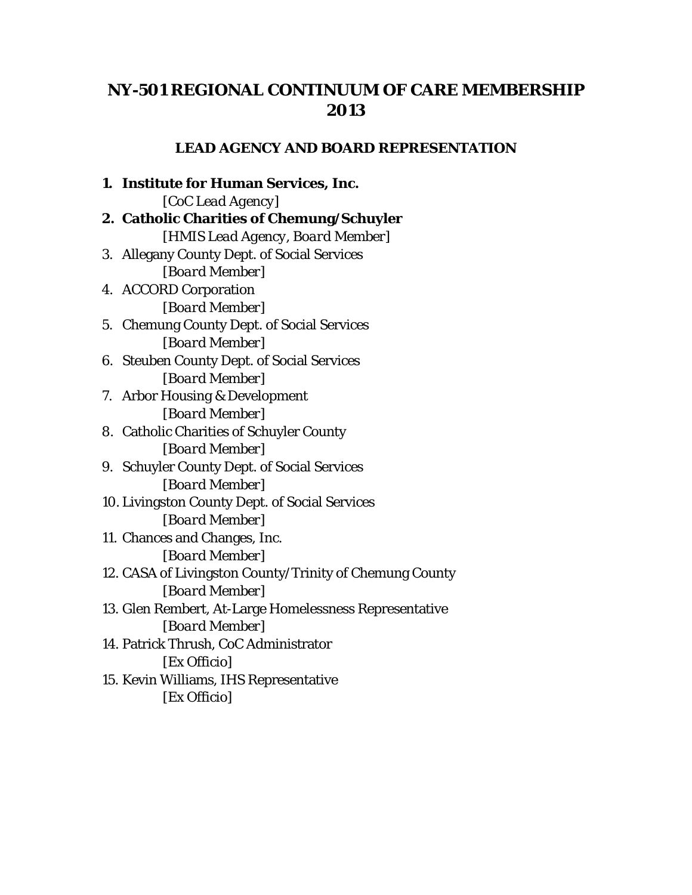# NY-501 REGIONAL CONTINUUM OF CARE MEMBERSHIP 2013

## LEAD AGENCY AND BOARD REPRESENTATION

1. **Institute for Human Services, Inc.**
   *[CoC Lead Agency]*
2. **Catholic Charities of Chemung/Schuyler**
   *[HMIS Lead Agency, Board Member]*
3. Allegany County Dept. of Social Services
   *[Board Member]*
4. ACCORD Corporation
   *[Board Member]*
5. Chemung County Dept. of Social Services
   *[Board Member]*
6. Steuben County Dept. of Social Services
   *[Board Member]*
7. Arbor Housing & Development
   *[Board Member]*
8. Catholic Charities of Schuyler County
   *[Board Member]*
9. Schuyler County Dept. of Social Services
   *[Board Member]*
10. Livingston County Dept. of Social Services
    *[Board Member]*
11. Chances and Changes, Inc.
    *[Board Member]*
12. CASA of Livingston County/Trinity of Chemung County
    *[Board Member]*
13. Glen Rembert, At-Large Homelessness Representative
    *[Board Member]*
14. Patrick Thrush, CoC Administrator
    *[Ex Officio]*
15. Kevin Williams, IHS Representative
    *[Ex Officio]*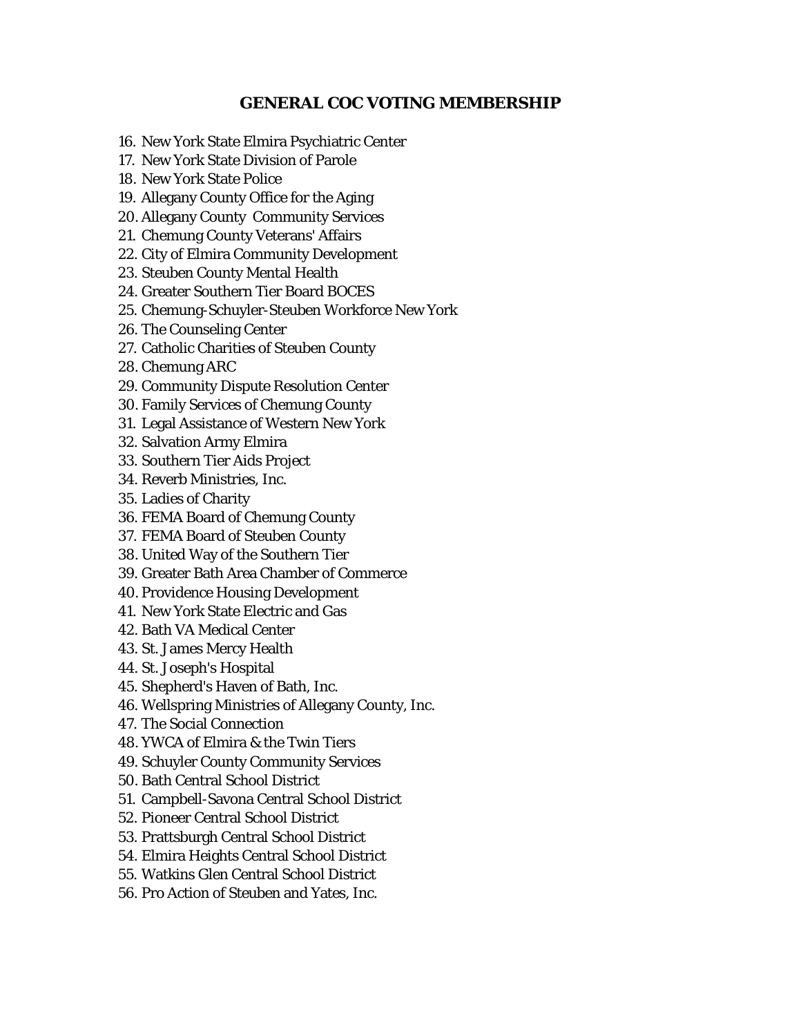# GENERAL COC VOTING MEMBERSHIP

16. New York State Elmira Psychiatric Center
17. New York State Division of Parole
18. New York State Police
19. Allegany County Office for the Aging
20. Allegany County Community Services
21. Chemung County Veterans' Affairs
22. City of Elmira Community Development
23. Steuben County Mental Health
24. Greater Southern Tier Board BOCES
25. Chemung-Schuyler-Steuben Workforce New York
26. The Counseling Center
27. Catholic Charities of Steuben County
28. Chemung ARC
29. Community Dispute Resolution Center
30. Family Services of Chemung County
31. Legal Assistance of Western New York
32. Salvation Army Elmira
33. Southern Tier Aids Project
34. Reverb Ministries, Inc.
35. Ladies of Charity
36. FEMA Board of Chemung County
37. FEMA Board of Steuben County
38. United Way of the Southern Tier
39. Greater Bath Area Chamber of Commerce
40. Providence Housing Development
41. New York State Electric and Gas
42. Bath VA Medical Center
43. St. James Mercy Health
44. St. Joseph's Hospital
45. Shepherd's Haven of Bath, Inc.
46. Wellspring Ministries of Allegany County, Inc.
47. The Social Connection
48. YWCA of Elmira & the Twin Tiers
49. Schuyler County Community Services
50. Bath Central School District
51. Campbell-Savona Central School District
52. Pioneer Central School District
53. Prattsburgh Central School District
54. Elmira Heights Central School District
55. Watkins Glen Central School District
56. Pro Action of Steuben and Yates, Inc.